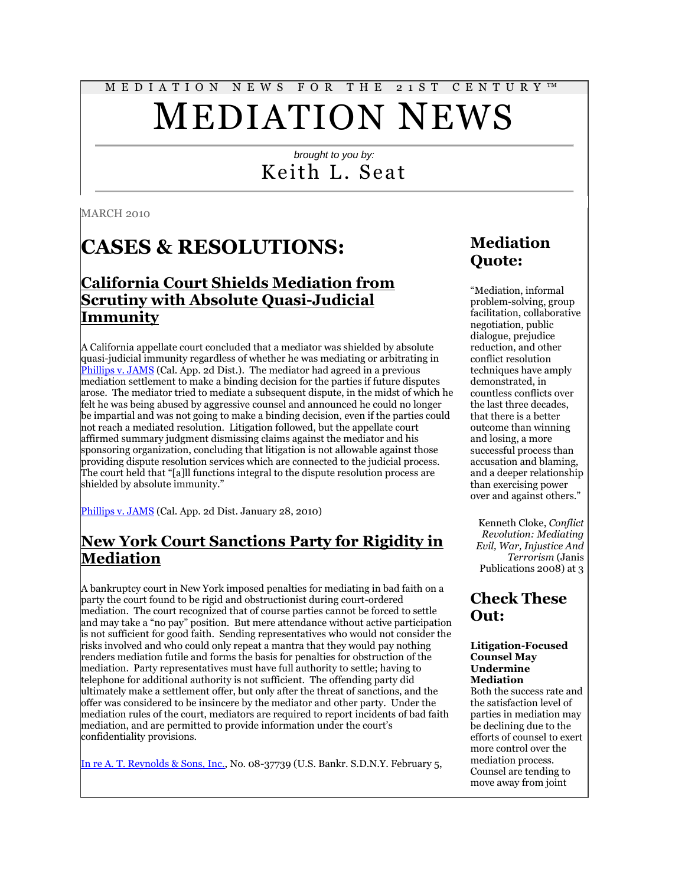MEDIATION NEWS FOR THE 21ST CENTURY™

# MEDIATION NEWS

*brought to you by:*

Keith L. Seat

MARCH 2010

# CASES & RESOLUTIONS:

## California Court Shields Mediation from Scrutiny with Absolute Quasi-Judicial Immunity

A California appellate court concluded that a mediator was shielded by absolute quasi-judicial immunity regardless of whether he was mediating or arbitrating in Phillips v. JAMS (Cal. App. 2d Dist.). The mediator had agreed in a previous mediation settlement to make a binding decision for the parties if future disputes arose. The mediator tried to mediate a subsequent dispute, in the midst of which he felt he was being abused by aggressive counsel and announced he could no longer be impartial and was not going to make a binding decision, even if the parties could not reach a mediated resolution. Litigation followed, but the appellate court affirmed summary judgment dismissing claims against the mediator and his sponsoring organization, concluding that litigation is not allowable against those providing dispute resolution services which are connected to the judicial process. The court held that "[a]ll functions integral to the dispute resolution process are shielded by absolute immunity."

Phillips v. JAMS (Cal. App. 2d Dist. January 28, 2010)

## New York Court Sanctions Party for Rigidity in Mediation

A bankruptcy court in New York imposed penalties for mediating in bad faith on a party the court found to be rigid and obstructionist during court-ordered mediation. The court recognized that of course parties cannot be forced to settle and may take a "no pay" position. But mere attendance without active participation is not sufficient for good faith. Sending representatives who would not consider the risks involved and who could only repeat a mantra that they would pay nothing renders mediation futile and forms the basis for penalties for obstruction of the mediation. Party representatives must have full authority to settle; having to telephone for additional authority is not sufficient. The offending party did ultimately make a settlement offer, but only after the threat of sanctions, and the offer was considered to be insincere by the mediator and other party. Under the mediation rules of the court, mediators are required to report incidents of bad faith mediation, and are permitted to provide information under the court's confidentiality provisions.

In re A. T. Reynolds & Sons, Inc., No. 08-37739 (U.S. Bankr. S.D.N.Y. February 5,

## Mediation Quote:

"Mediation, informal problem-solving, group facilitation, collaborative negotiation, public dialogue, prejudice reduction, and other conflict resolution techniques have amply demonstrated, in countless conflicts over the last three decades, that there is a better outcome than winning and losing, a more successful process than accusation and blaming, and a deeper relationship than exercising power over and against others."

Kenneth Cloke, *Conflict Revolution: Mediating Evil, War, Injustice And Terrorism* (Janis Publications 2008) at 3

## Check These Out:

**Litigation-Focused Counsel May Undermine Mediation**

Both the success rate and the satisfaction level of parties in mediation may be declining due to the efforts of counsel to exert more control over the mediation process. Counsel are tending to move away from joint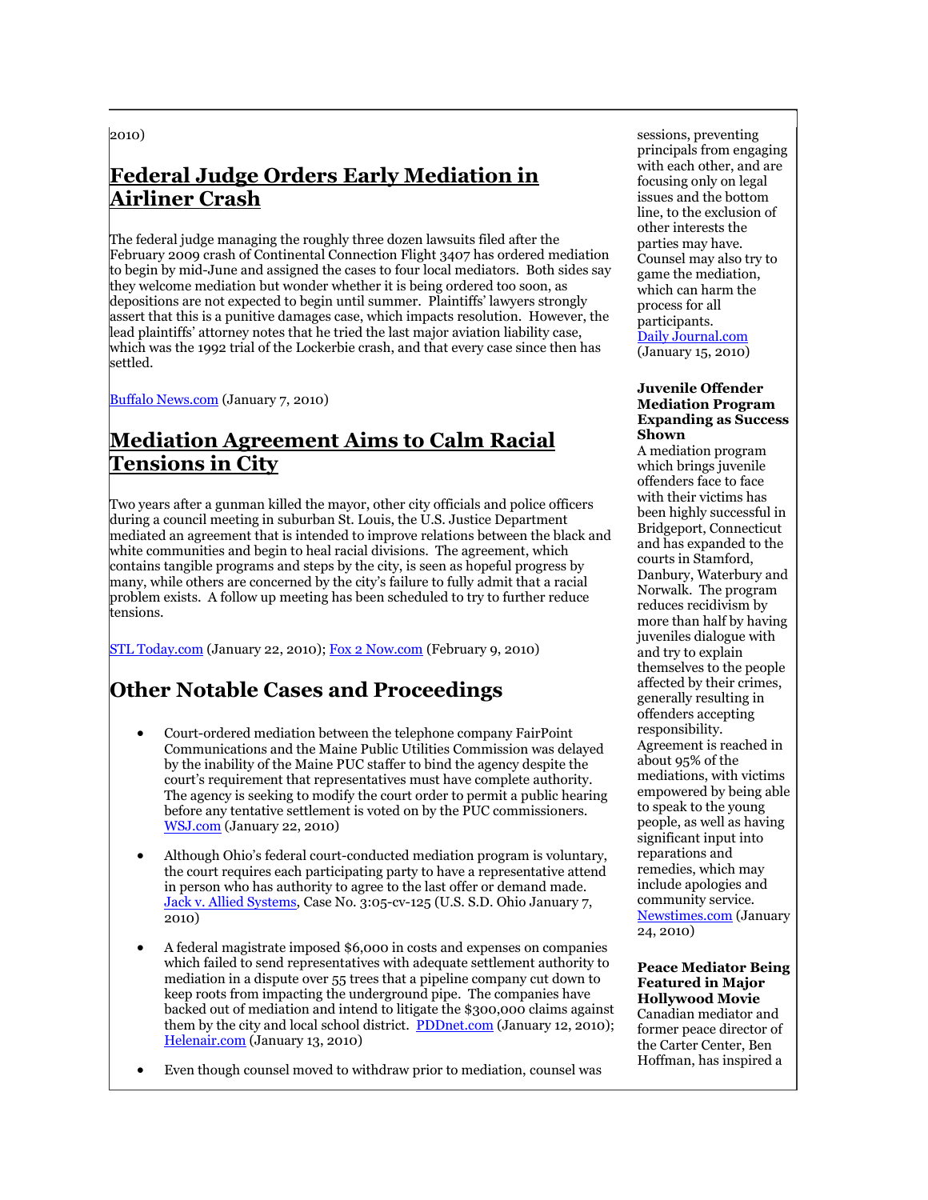2010)

## Federal Judge Orders Early Mediation in Airliner Crash

The federal judge managing the roughly three dozen lawsuits filed after the February 2009 crash of Continental Connection Flight 3407 has ordered mediation to begin by mid-June and assigned the cases to four local mediators. Both sides say they welcome mediation but wonder whether it is being ordered too soon, as depositions are not expected to begin until summer. Plaintiffs' lawyers strongly assert that this is a punitive damages case, which impacts resolution. However, the lead plaintiffs' attorney notes that he tried the last major aviation liability case, which was the 1992 trial of the Lockerbie crash, and that every case since then has settled.

Buffalo News.com (January 7, 2010)

## Mediation Agreement Aims to Calm Racial Tensions in City

Two years after a gunman killed the mayor, other city officials and police officers during a council meeting in suburban St. Louis, the U.S. Justice Department mediated an agreement that is intended to improve relations between the black and white communities and begin to heal racial divisions. The agreement, which contains tangible programs and steps by the city, is seen as hopeful progress by many, while others are concerned by the city's failure to fully admit that a racial problem exists. A follow up meeting has been scheduled to try to further reduce tensions.

STL Today.com (January 22, 2010); Fox 2 Now.com (February 9, 2010)

## Other Notable Cases and Proceedings

- Court-ordered mediation between the telephone company FairPoint Communications and the Maine Public Utilities Commission was delayed by the inability of the Maine PUC staffer to bind the agency despite the court's requirement that representatives must have complete authority. The agency is seeking to modify the court order to permit a public hearing before any tentative settlement is voted on by the PUC commissioners. WSJ.com (January 22, 2010)
- Although Ohio's federal court-conducted mediation program is voluntary, the court requires each participating party to have a representative attend in person who has authority to agree to the last offer or demand made. Jack v. Allied Systems, Case No. 3:05-cv-125 (U.S. S.D. Ohio January 7, 2010)
- A federal magistrate imposed $6,000 in costs and expenses on companies which failed to send representatives with adequate settlement authority to mediation in a dispute over 55 trees that a pipeline company cut down to keep roots from impacting the underground pipe. The companies have backed out of mediation and intend to litigate the $300,000 claims against them by the city and local school district. PDDnet.com (January 12, 2010); Helenair.com (January 13, 2010)
- Even though counsel moved to withdraw prior to mediation, counsel was

sessions, preventing principals from engaging with each other, and are focusing only on legal issues and the bottom line, to the exclusion of other interests the parties may have. Counsel may also try to game the mediation, which can harm the process for all participants.
Daily Journal.com (January 15, 2010)

**Juvenile Offender Mediation Program Expanding as Success Shown**
A mediation program which brings juvenile offenders face to face with their victims has been highly successful in Bridgeport, Connecticut and has expanded to the courts in Stamford, Danbury, Waterbury and Norwalk. The program reduces recidivism by more than half by having juveniles dialogue with and try to explain themselves to the people affected by their crimes, generally resulting in offenders accepting responsibility. Agreement is reached in about 95% of the mediations, with victims empowered by being able to speak to the young people, as well as having significant input into reparations and remedies, which may include apologies and community service. Newstimes.com (January 24, 2010)

**Peace Mediator Being Featured in Major Hollywood Movie**
Canadian mediator and former peace director of the Carter Center, Ben Hoffman, has inspired a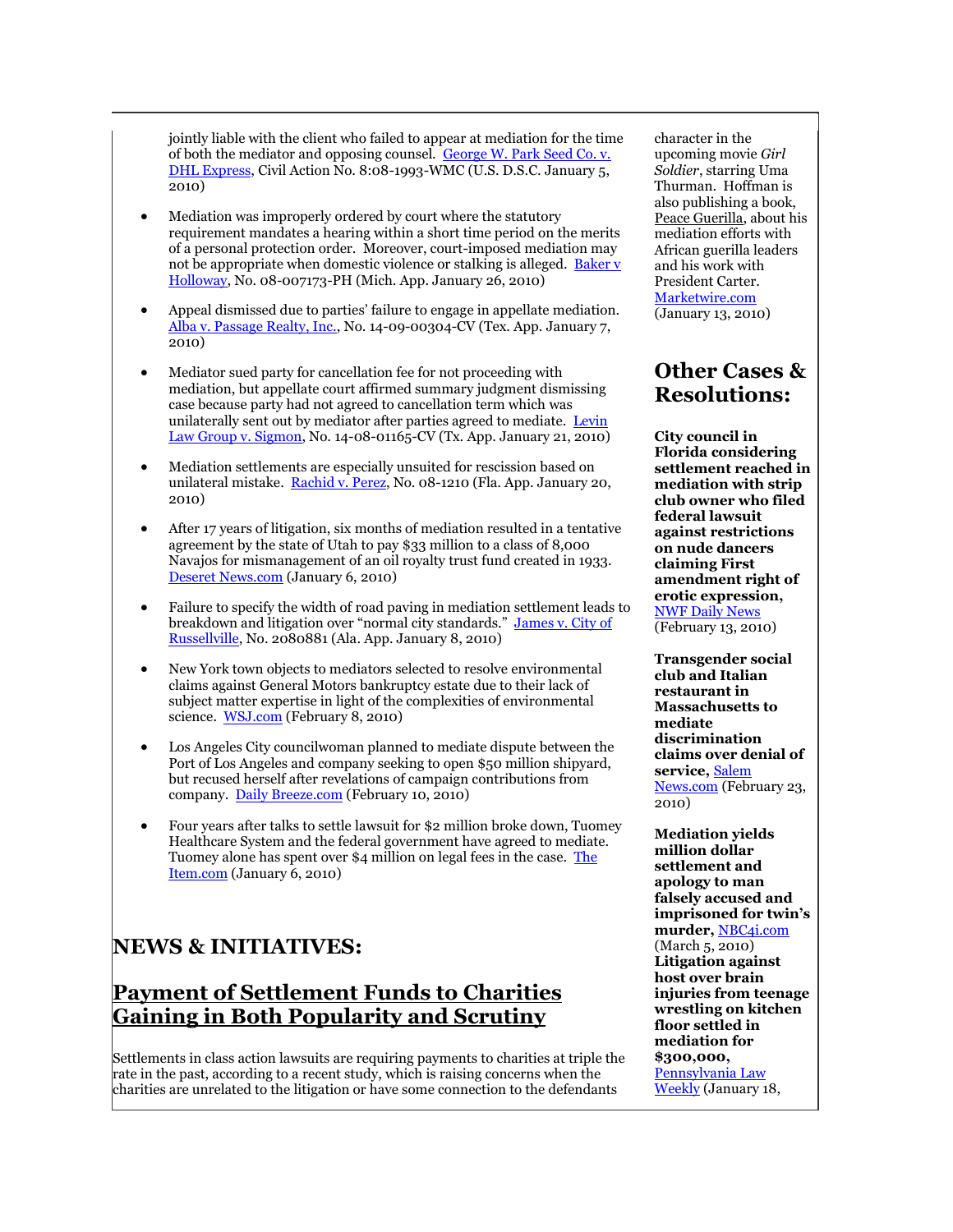jointly liable with the client who failed to appear at mediation for the time of both the mediator and opposing counsel. George W. Park Seed Co. v. DHL Express, Civil Action No. 8:08-1993-WMC (U.S. D.S.C. January 5, 2010)

- Mediation was improperly ordered by court where the statutory requirement mandates a hearing within a short time period on the merits of a personal protection order. Moreover, court-imposed mediation may not be appropriate when domestic violence or stalking is alleged. Baker v Holloway, No. 08-007173-PH (Mich. App. January 26, 2010)

- Appeal dismissed due to parties' failure to engage in appellate mediation. Alba v. Passage Realty, Inc., No. 14-09-00304-CV (Tex. App. January 7, 2010)

- Mediator sued party for cancellation fee for not proceeding with mediation, but appellate court affirmed summary judgment dismissing case because party had not agreed to cancellation term which was unilaterally sent out by mediator after parties agreed to mediate. Levin Law Group v. Sigmon, No. 14-08-01165-CV (Tx. App. January 21, 2010)

- Mediation settlements are especially unsuited for rescission based on unilateral mistake. Rachid v. Perez, No. 08-1210 (Fla. App. January 20, 2010)

- After 17 years of litigation, six months of mediation resulted in a tentative agreement by the state of Utah to pay $33 million to a class of 8,000 Navajos for mismanagement of an oil royalty trust fund created in 1933. Deseret News.com (January 6, 2010)

- Failure to specify the width of road paving in mediation settlement leads to breakdown and litigation over "normal city standards." James v. City of Russellville, No. 2080881 (Ala. App. January 8, 2010)

- New York town objects to mediators selected to resolve environmental claims against General Motors bankruptcy estate due to their lack of subject matter expertise in light of the complexities of environmental science. WSJ.com (February 8, 2010)

- Los Angeles City councilwoman planned to mediate dispute between the Port of Los Angeles and company seeking to open $50 million shipyard, but recused herself after revelations of campaign contributions from company. Daily Breeze.com (February 10, 2010)

- Four years after talks to settle lawsuit for $2 million broke down, Tuomey Healthcare System and the federal government have agreed to mediate. Tuomey alone has spent over $4 million on legal fees in the case. The Item.com (January 6, 2010)

character in the upcoming movie *Girl Soldier*, starring Uma Thurman. Hoffman is also publishing a book, Peace Guerilla, about his mediation efforts with African guerilla leaders and his work with President Carter. Marketwire.com (January 13, 2010)

## Other Cases & Resolutions:

**City council in Florida considering settlement reached in mediation with strip club owner who filed federal lawsuit against restrictions on nude dancers claiming First amendment right of erotic expression,** NWF Daily News (February 13, 2010)

**Transgender social club and Italian restaurant in Massachusetts to mediate discrimination claims over denial of service,** Salem News.com (February 23, 2010)

**Mediation yields million dollar settlement and apology to man falsely accused and imprisoned for twin's murder,** NBC4i.com (March 5, 2010)

**Litigation against host over brain injuries from teenage wrestling on kitchen floor settled in mediation for $300,000,** Pennsylvania Law Weekly (January 18,

# NEWS & INITIATIVES:

## Payment of Settlement Funds to Charities Gaining in Both Popularity and Scrutiny

Settlements in class action lawsuits are requiring payments to charities at triple the rate in the past, according to a recent study, which is raising concerns when the charities are unrelated to the litigation or have some connection to the defendants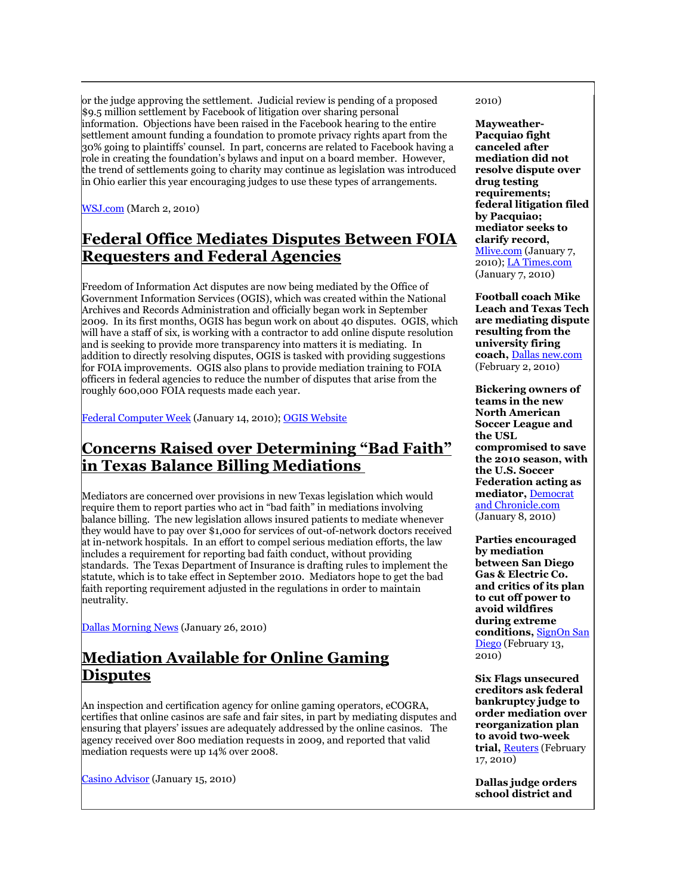or the judge approving the settlement. Judicial review is pending of a proposed $9.5 million settlement by Facebook of litigation over sharing personal information. Objections have been raised in the Facebook hearing to the entire settlement amount funding a foundation to promote privacy rights apart from the 30% going to plaintiffs' counsel. In part, concerns are related to Facebook having a role in creating the foundation's bylaws and input on a board member. However, the trend of settlements going to charity may continue as legislation was introduced in Ohio earlier this year encouraging judges to use these types of arrangements.

WSJ.com (March 2, 2010)

## Federal Office Mediates Disputes Between FOIA Requesters and Federal Agencies

Freedom of Information Act disputes are now being mediated by the Office of Government Information Services (OGIS), which was created within the National Archives and Records Administration and officially began work in September 2009. In its first months, OGIS has begun work on about 40 disputes. OGIS, which will have a staff of six, is working with a contractor to add online dispute resolution and is seeking to provide more transparency into matters it is mediating. In addition to directly resolving disputes, OGIS is tasked with providing suggestions for FOIA improvements. OGIS also plans to provide mediation training to FOIA officers in federal agencies to reduce the number of disputes that arise from the roughly 600,000 FOIA requests made each year.

Federal Computer Week (January 14, 2010); OGIS Website

## Concerns Raised over Determining "Bad Faith" in Texas Balance Billing Mediations

Mediators are concerned over provisions in new Texas legislation which would require them to report parties who act in "bad faith" in mediations involving balance billing. The new legislation allows insured patients to mediate whenever they would have to pay over $1,000 for services of out-of-network doctors received at in-network hospitals. In an effort to compel serious mediation efforts, the law includes a requirement for reporting bad faith conduct, without providing standards. The Texas Department of Insurance is drafting rules to implement the statute, which is to take effect in September 2010. Mediators hope to get the bad faith reporting requirement adjusted in the regulations in order to maintain neutrality.

Dallas Morning News (January 26, 2010)

## Mediation Available for Online Gaming Disputes

An inspection and certification agency for online gaming operators, eCOGRA, certifies that online casinos are safe and fair sites, in part by mediating disputes and ensuring that players' issues are adequately addressed by the online casinos. The agency received over 800 mediation requests in 2010, and reported that valid mediation requests were up 14% over 2008.

Casino Advisor (January 15, 2010)

2010)

**Mayweather-Pacquiao fight canceled after mediation did not resolve dispute over drug testing requirements; federal litigation filed by Pacquiao; mediator seeks to clarify record,** Mlive.com (January 7, 2010); LA Times.com (January 7, 2010)

**Football coach Mike Leach and Texas Tech are mediating dispute resulting from the university firing coach,** Dallas new.com (February 2, 2010)

**Bickering owners of teams in the new North American Soccer League and the USL compromised to save the 2010 season, with the U.S. Soccer Federation acting as mediator,** Democrat and Chronicle.com (January 8, 2010)

**Parties encouraged by mediation between San Diego Gas & Electric Co. and critics of its plan to cut off power to avoid wildfires during extreme conditions,** SignOn San Diego (February 13, 2010)

**Six Flags unsecured creditors ask federal bankruptcy judge to order mediation over reorganization plan to avoid two-week trial,** Reuters (February 17, 2010)

**Dallas judge orders school district and**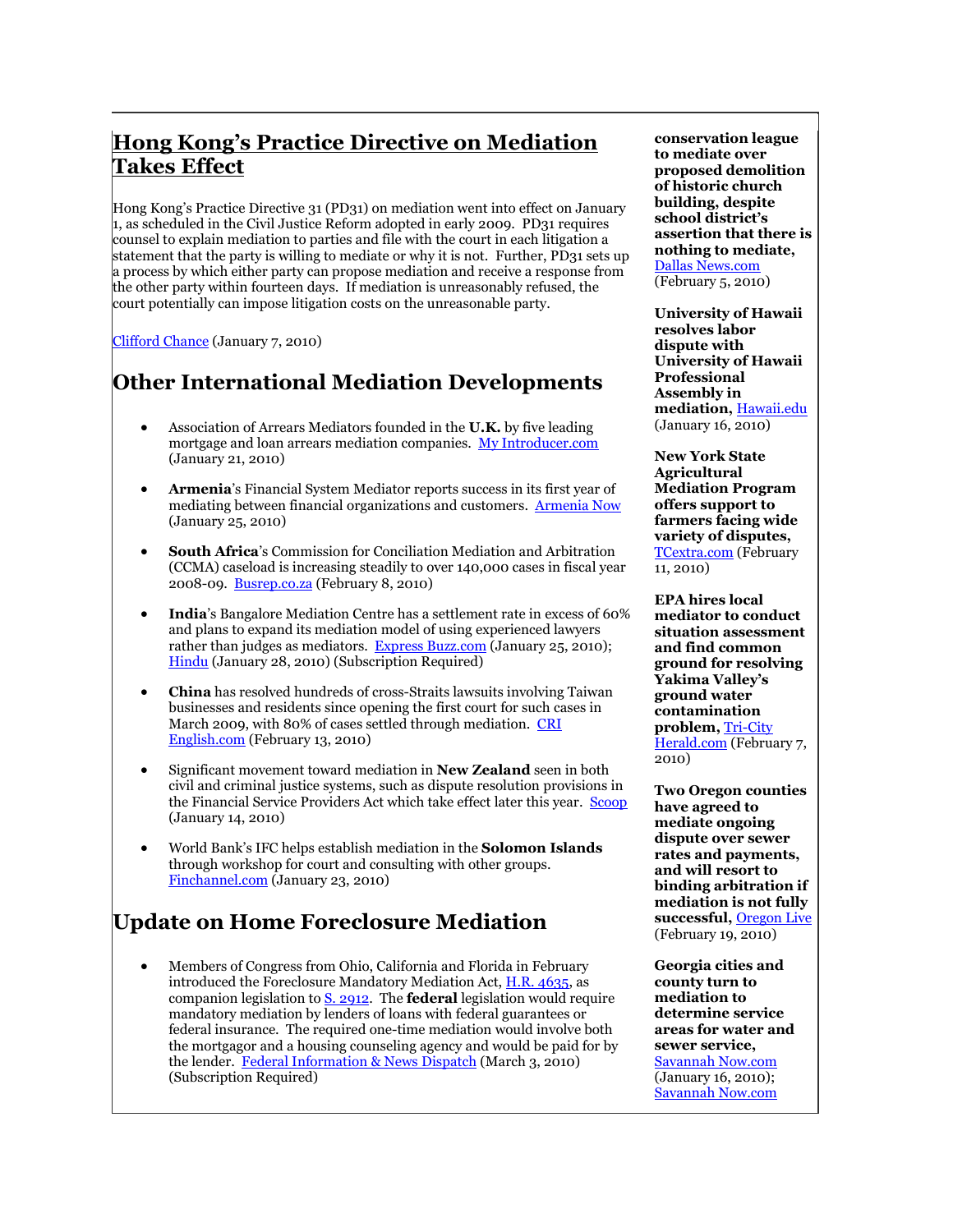## Hong Kong's Practice Directive on Mediation Takes Effect

Hong Kong's Practice Directive 31 (PD31) on mediation went into effect on January 1, as scheduled in the Civil Justice Reform adopted in early 2009. PD31 requires counsel to explain mediation to parties and file with the court in each litigation a statement that the party is willing to mediate or why it is not. Further, PD31 sets up a process by which either party can propose mediation and receive a response from the other party within fourteen days. If mediation is unreasonably refused, the court potentially can impose litigation costs on the unreasonable party.

Clifford Chance (January 7, 2010)

## Other International Mediation Developments

- Association of Arrears Mediators founded in the **U.K.** by five leading mortgage and loan arrears mediation companies. My Introducer.com (January 21, 2010)
- **Armenia**'s Financial System Mediator reports success in its first year of mediating between financial organizations and customers. Armenia Now (January 25, 2010)
- **South Africa**'s Commission for Conciliation Mediation and Arbitration (CCMA) caseload is increasing steadily to over 140,000 cases in fiscal year 2008-09. Busrep.co.za (February 8, 2010)
- **India**'s Bangalore Mediation Centre has a settlement rate in excess of 60% and plans to expand its mediation model of using experienced lawyers rather than judges as mediators. Express Buzz.com (January 25, 2010); Hindu (January 28, 2010) (Subscription Required)
- **China** has resolved hundreds of cross-Straits lawsuits involving Taiwan businesses and residents since opening the first court for such cases in March 2009, with 80% of cases settled through mediation. CRI English.com (February 13, 2010)
- Significant movement toward mediation in **New Zealand** seen in both civil and criminal justice systems, such as dispute resolution provisions in the Financial Service Providers Act which take effect later this year. Scoop (January 14, 2010)
- World Bank's IFC helps establish mediation in the **Solomon Islands** through workshop for court and consulting with other groups. Finchannel.com (January 23, 2010)

## Update on Home Foreclosure Mediation

- Members of Congress from Ohio, California and Florida in February introduced the Foreclosure Mandatory Mediation Act, H.R. 4635, as companion legislation to S. 2912. The **federal** legislation would require mandatory mediation by lenders of loans with federal guarantees or federal insurance. The required one-time mediation would involve both the mortgagor and a housing counseling agency and would be paid for by the lender. Federal Information & News Dispatch (March 3, 2010) (Subscription Required)

**conservation league to mediate over proposed demolition of historic church building, despite school district's assertion that there is nothing to mediate,** Dallas News.com (February 5, 2010)

**University of Hawaii resolves labor dispute with University of Hawaii Professional Assembly in mediation,** Hawaii.edu (January 16, 2010)

**New York State Agricultural Mediation Program offers support to farmers facing wide variety of disputes,** TCextra.com (February 11, 2010)

**EPA hires local mediator to conduct situation assessment and find common ground for resolving Yakima Valley's ground water contamination problem,** Tri-City Herald.com (February 7, 2010)

**Two Oregon counties have agreed to mediate ongoing dispute over sewer rates and payments, and will resort to binding arbitration if mediation is not fully successful,** Oregon Live (February 19, 2010)

**Georgia cities and county turn to mediation to determine service areas for water and sewer service,** Savannah Now.com (January 16, 2010); Savannah Now.com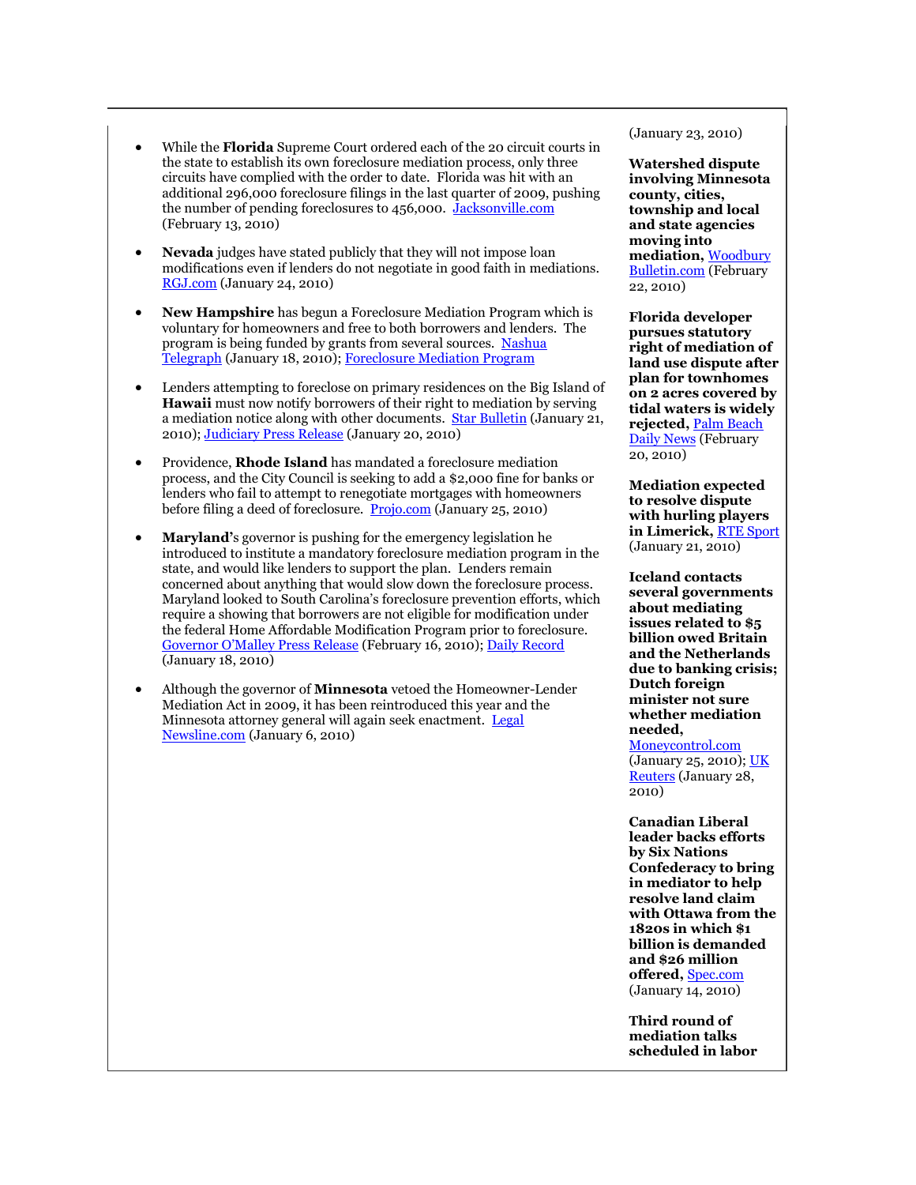- While the **Florida** Supreme Court ordered each of the 20 circuit courts in the state to establish its own foreclosure mediation process, only three circuits have complied with the order to date. Florida was hit with an additional 296,000 foreclosure filings in the last quarter of 2009, pushing the number of pending foreclosures to 456,000. Jacksonville.com (February 13, 2010)

- **Nevada** judges have stated publicly that they will not impose loan modifications even if lenders do not negotiate in good faith in mediations. RGJ.com (January 24, 2010)

- **New Hampshire** has begun a Foreclosure Mediation Program which is voluntary for homeowners and free to both borrowers and lenders. The program is being funded by grants from several sources. Nashua Telegraph (January 18, 2010); Foreclosure Mediation Program

- Lenders attempting to foreclose on primary residences on the Big Island of **Hawaii** must now notify borrowers of their right to mediation by serving a mediation notice along with other documents. Star Bulletin (January 21, 2010); Judiciary Press Release (January 20, 2010)

- Providence, **Rhode Island** has mandated a foreclosure mediation process, and the City Council is seeking to add a $2,000 fine for banks or lenders who fail to attempt to renegotiate mortgages with homeowners before filing a deed of foreclosure. Projo.com (January 25, 2010)

- **Maryland**'s governor is pushing for the emergency legislation he introduced to institute a mandatory foreclosure mediation program in the state, and would like lenders to support the plan. Lenders remain concerned about anything that would slow down the foreclosure process. Maryland looked to South Carolina's foreclosure prevention efforts, which require a showing that borrowers are not eligible for modification under the federal Home Affordable Modification Program prior to foreclosure. Governor O'Malley Press Release (February 16, 2010); Daily Record (January 18, 2010)

- Although the governor of **Minnesota** vetoed the Homeowner-Lender Mediation Act in 2009, it has been reintroduced this year and the Minnesota attorney general will again seek enactment. Legal Newsline.com (January 6, 2010)

(January 23, 2010)

**Watershed dispute involving Minnesota county, cities, township and local and state agencies moving into mediation,** Woodbury Bulletin.com (February 22, 2010)

**Florida developer pursues statutory right of mediation of land use dispute after plan for townhomes on 2 acres covered by tidal waters is widely rejected,** Palm Beach Daily News (February 20, 2010)

**Mediation expected to resolve dispute with hurling players in Limerick,** RTE Sport (January 21, 2010)

**Iceland contacts several governments about mediating issues related to $5 billion owed Britain and the Netherlands due to banking crisis; Dutch foreign minister not sure whether mediation needed,** Moneycontrol.com (January 25, 2010); UK Reuters (January 28, 2010)

**Canadian Liberal leader backs efforts by Six Nations Confederacy to bring in mediator to help resolve land claim with Ottawa from the 1820s in which $1 billion is demanded and $26 million offered,** Spec.com (January 14, 2010)

**Third round of mediation talks scheduled in labor**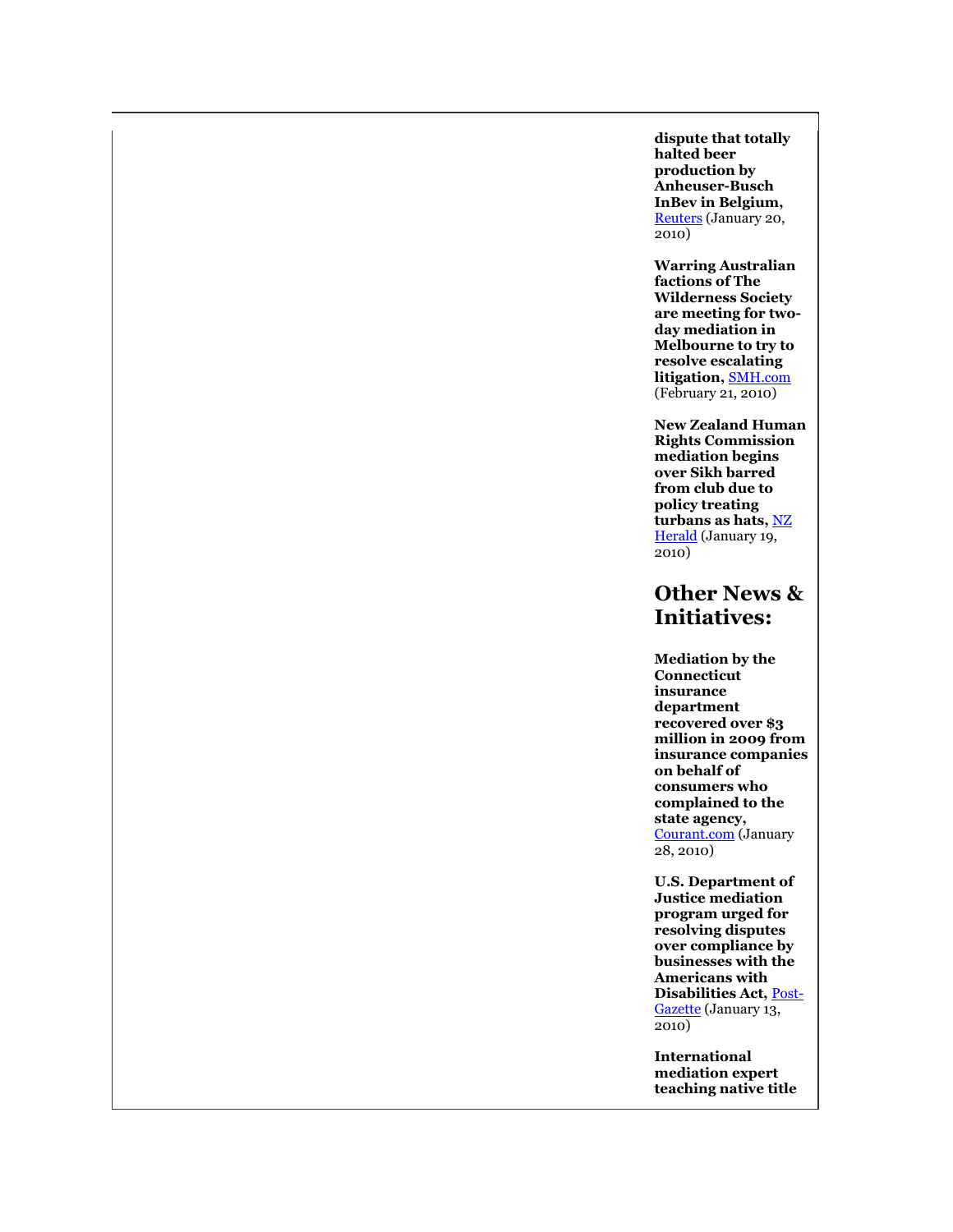**dispute that totally halted beer production by Anheuser-Busch InBev in Belgium,** Reuters (January 20, 2010)

**Warring Australian factions of The Wilderness Society are meeting for two-day mediation in Melbourne to try to resolve escalating litigation,** SMH.com (February 21, 2010)

**New Zealand Human Rights Commission mediation begins over Sikh barred from club due to policy treating turbans as hats,** NZ Herald (January 19, 2010)

## Other News & Initiatives:

**Mediation by the Connecticut insurance department recovered over $3 million in 2009 from insurance companies on behalf of consumers who complained to the state agency,** Courant.com (January 28, 2010)

**U.S. Department of Justice mediation program urged for resolving disputes over compliance by businesses with the Americans with Disabilities Act,** Post-Gazette (January 13, 2010)

**International mediation expert teaching native title**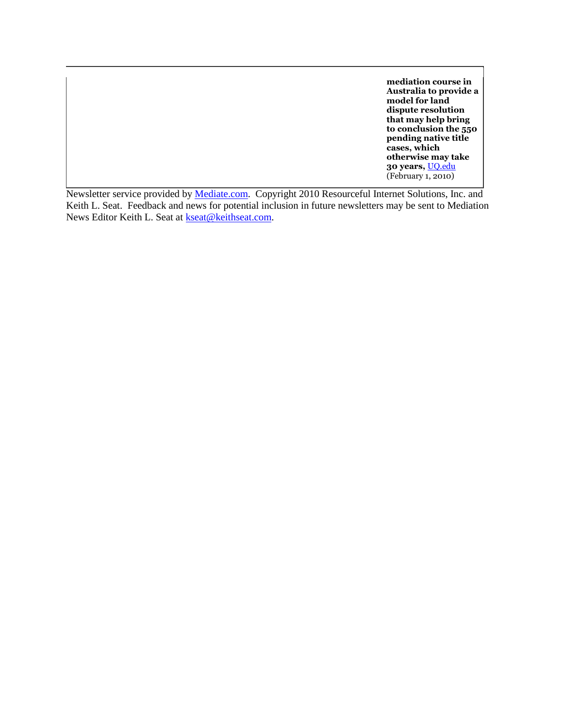**mediation course in Australia to provide a model for land dispute resolution that may help bring to conclusion the 550 pending native title cases, which otherwise may take 30 years,** UQ.edu (February 1, 2010)

Newsletter service provided by Mediate.com. Copyright 2010 Resourceful Internet Solutions, Inc. and Keith L. Seat. Feedback and news for potential inclusion in future newsletters may be sent to Mediation News Editor Keith L. Seat at kseat@keithseat.com.